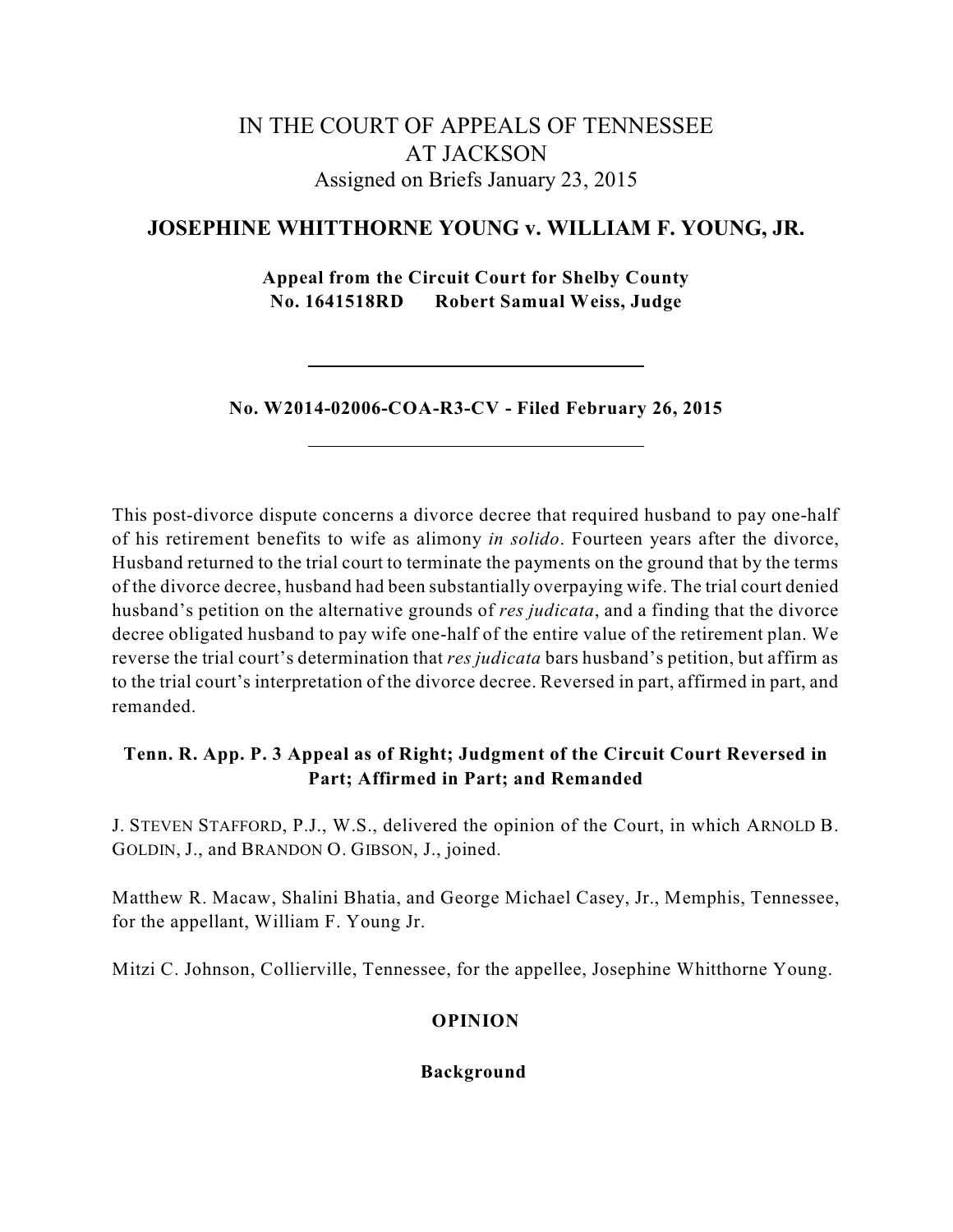# IN THE COURT OF APPEALS OF TENNESSEE AT JACKSON

Assigned on Briefs January 23, 2015

## JOSEPHINE WHITTHORNE YOUNG v. WILLIAM F. YOUNG, JR.

**Appeal from the Circuit Court for Shelby County**
**No. 1641518RD Robert Samual Weiss, Judge**

---

**No. W2014-02006-COA-R3-CV - Filed February 26, 2015**

---

This post-divorce dispute concerns a divorce decree that required husband to pay one-half of his retirement benefits to wife as alimony *in solido*. Fourteen years after the divorce, Husband returned to the trial court to terminate the payments on the ground that by the terms of the divorce decree, husband had been substantially overpaying wife. The trial court denied husband's petition on the alternative grounds of *res judicata*, and a finding that the divorce decree obligated husband to pay wife one-half of the entire value of the retirement plan. We reverse the trial court's determination that *res judicata* bars husband's petition, but affirm as to the trial court's interpretation of the divorce decree. Reversed in part, affirmed in part, and remanded.

**Tenn. R. App. P. 3 Appeal as of Right; Judgment of the Circuit Court Reversed in Part; Affirmed in Part; and Remanded**

J. STEVEN STAFFORD, P.J., W.S., delivered the opinion of the Court, in which ARNOLD B. GOLDIN, J., and BRANDON O. GIBSON, J., joined.

Matthew R. Macaw, Shalini Bhatia, and George Michael Casey, Jr., Memphis, Tennessee, for the appellant, William F. Young Jr.

Mitzi C. Johnson, Collierville, Tennessee, for the appellee, Josephine Whitthorne Young.

## OPINION

### Background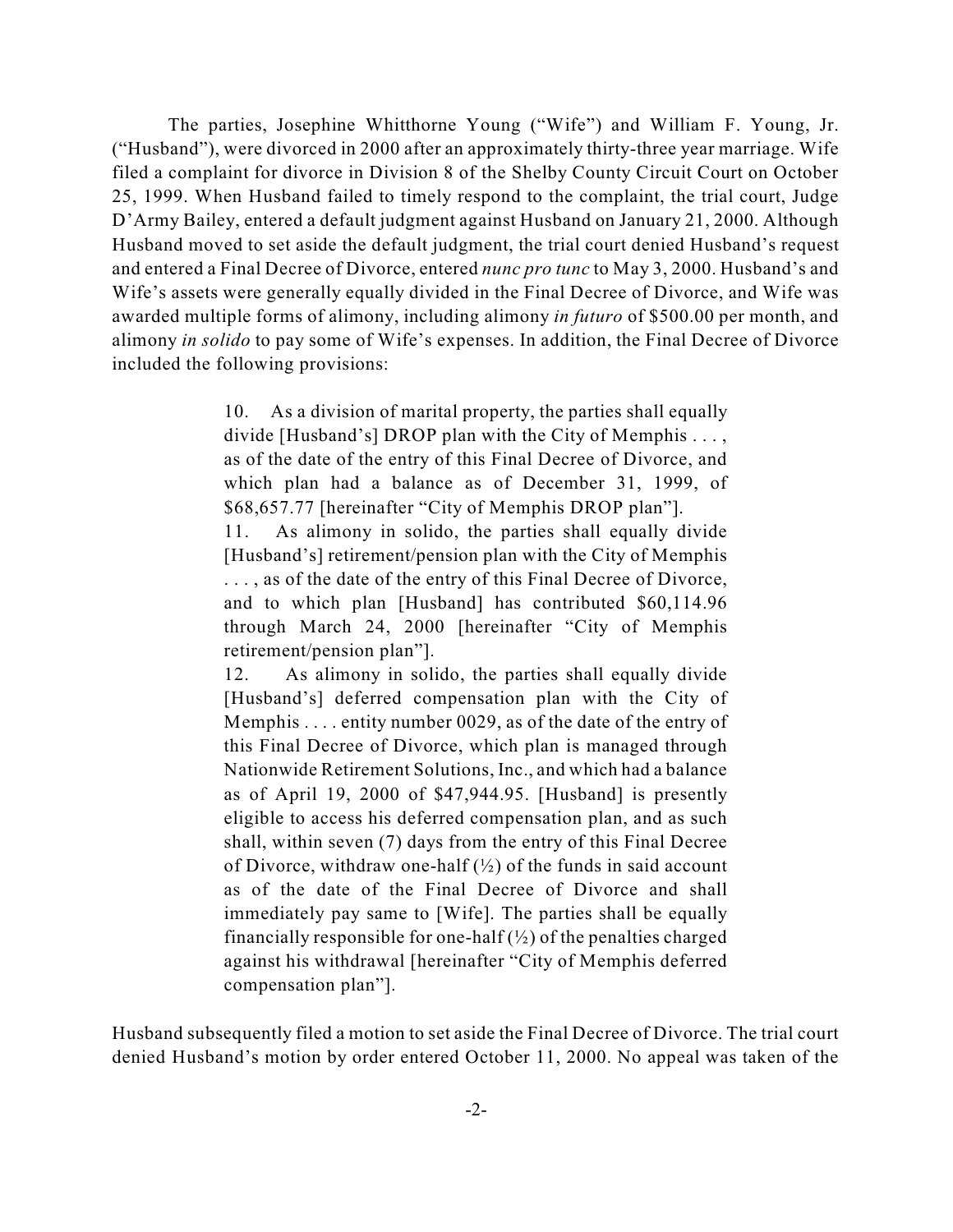The parties, Josephine Whitthorne Young ("Wife") and William F. Young, Jr. ("Husband"), were divorced in 2000 after an approximately thirty-three year marriage. Wife filed a complaint for divorce in Division 8 of the Shelby County Circuit Court on October 25, 1999. When Husband failed to timely respond to the complaint, the trial court, Judge D'Army Bailey, entered a default judgment against Husband on January 21, 2000. Although Husband moved to set aside the default judgment, the trial court denied Husband's request and entered a Final Decree of Divorce, entered *nunc pro tunc* to May 3, 2000. Husband's and Wife's assets were generally equally divided in the Final Decree of Divorce, and Wife was awarded multiple forms of alimony, including alimony *in futuro* of $500.00 per month, and alimony *in solido* to pay some of Wife's expenses. In addition, the Final Decree of Divorce included the following provisions:

> 10. As a division of marital property, the parties shall equally divide [Husband's] DROP plan with the City of Memphis . . . , as of the date of the entry of this Final Decree of Divorce, and which plan had a balance as of December 31, 1999, of $68,657.77 [hereinafter "City of Memphis DROP plan"].
>
> 11. As alimony in solido, the parties shall equally divide [Husband's] retirement/pension plan with the City of Memphis . . . , as of the date of the entry of this Final Decree of Divorce, and to which plan [Husband] has contributed $60,114.96 through March 24, 2000 [hereinafter "City of Memphis retirement/pension plan"].
>
> 12. As alimony in solido, the parties shall equally divide [Husband's] deferred compensation plan with the City of Memphis . . . . entity number 0029, as of the date of the entry of this Final Decree of Divorce, which plan is managed through Nationwide Retirement Solutions, Inc., and which had a balance as of April 19, 2000 of $47,944.95. [Husband] is presently eligible to access his deferred compensation plan, and as such shall, within seven (7) days from the entry of this Final Decree of Divorce, withdraw one-half (½) of the funds in said account as of the date of the Final Decree of Divorce and shall immediately pay same to [Wife]. The parties shall be equally financially responsible for one-half (½) of the penalties charged against his withdrawal [hereinafter "City of Memphis deferred compensation plan"].

Husband subsequently filed a motion to set aside the Final Decree of Divorce. The trial court denied Husband's motion by order entered October 11, 2000. No appeal was taken of the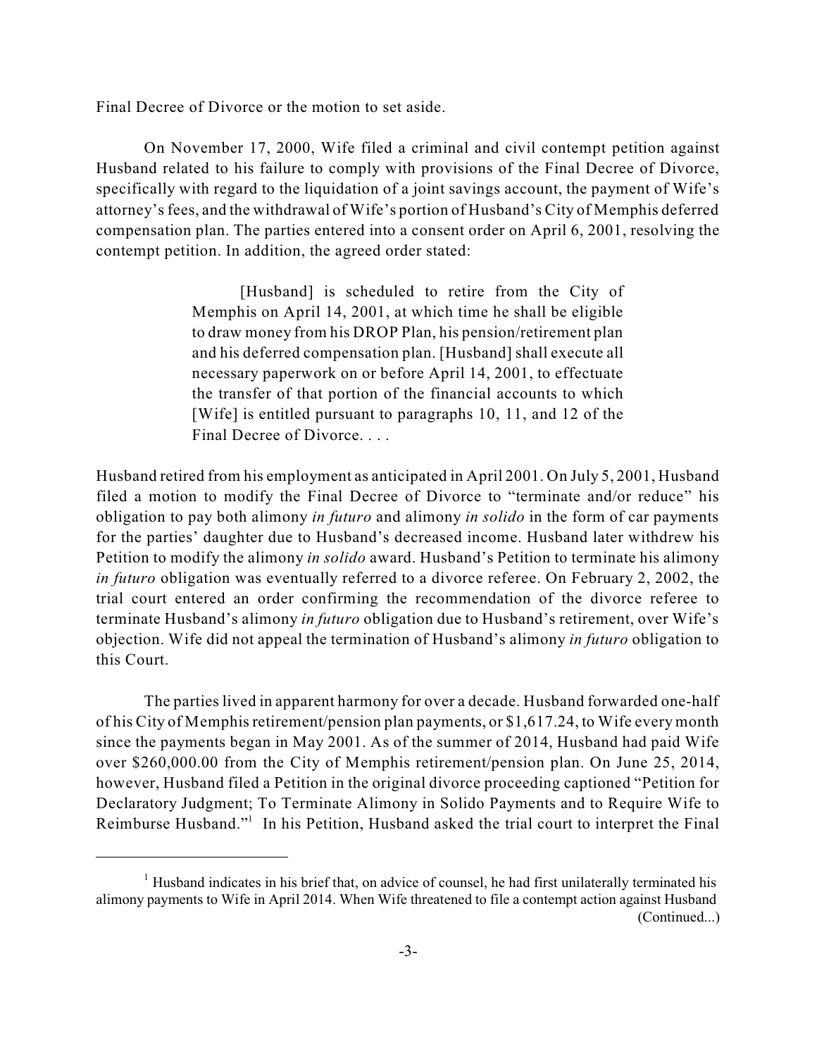Final Decree of Divorce or the motion to set aside.

On November 17, 2000, Wife filed a criminal and civil contempt petition against Husband related to his failure to comply with provisions of the Final Decree of Divorce, specifically with regard to the liquidation of a joint savings account, the payment of Wife's attorney's fees, and the withdrawal of Wife's portion of Husband's City of Memphis deferred compensation plan. The parties entered into a consent order on April 6, 2001, resolving the contempt petition. In addition, the agreed order stated:

> [Husband] is scheduled to retire from the City of Memphis on April 14, 2001, at which time he shall be eligible to draw money from his DROP Plan, his pension/retirement plan and his deferred compensation plan. [Husband] shall execute all necessary paperwork on or before April 14, 2001, to effectuate the transfer of that portion of the financial accounts to which [Wife] is entitled pursuant to paragraphs 10, 11, and 12 of the Final Decree of Divorce. . . .

Husband retired from his employment as anticipated in April 2001. On July 5, 2001, Husband filed a motion to modify the Final Decree of Divorce to "terminate and/or reduce" his obligation to pay both alimony *in futuro* and alimony *in solido* in the form of car payments for the parties' daughter due to Husband's decreased income. Husband later withdrew his Petition to modify the alimony *in solido* award. Husband's Petition to terminate his alimony *in futuro* obligation was eventually referred to a divorce referee. On February 2, 2002, the trial court entered an order confirming the recommendation of the divorce referee to terminate Husband's alimony *in futuro* obligation due to Husband's retirement, over Wife's objection. Wife did not appeal the termination of Husband's alimony *in futuro* obligation to this Court.

The parties lived in apparent harmony for over a decade. Husband forwarded one-half of his City of Memphis retirement/pension plan payments, or $1,617.24, to Wife every month since the payments began in May 2001. As of the summer of 2014, Husband had paid Wife over $260,000.00 from the City of Memphis retirement/pension plan. On June 25, 2014, however, Husband filed a Petition in the original divorce proceeding captioned "Petition for Declaratory Judgment; To Terminate Alimony in Solido Payments and to Require Wife to Reimburse Husband."[1] In his Petition, Husband asked the trial court to interpret the Final

[1] Husband indicates in his brief that, on advice of counsel, he had first unilaterally terminated his alimony payments to Wife in April 2014. When Wife threatened to file a contempt action against Husband (Continued...)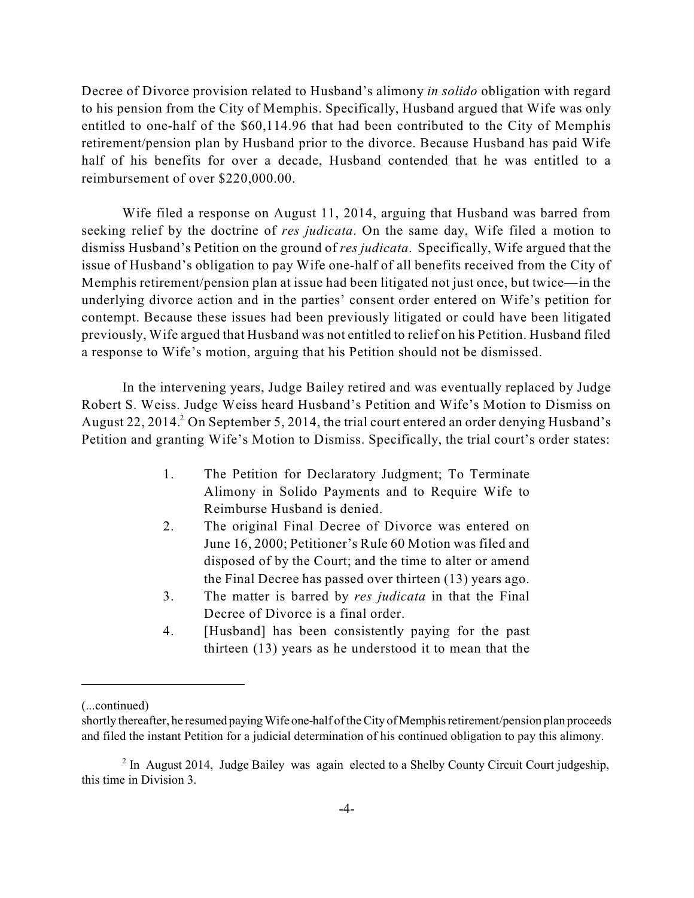Decree of Divorce provision related to Husband's alimony *in solido* obligation with regard to his pension from the City of Memphis. Specifically, Husband argued that Wife was only entitled to one-half of the $60,114.96 that had been contributed to the City of Memphis retirement/pension plan by Husband prior to the divorce. Because Husband has paid Wife half of his benefits for over a decade, Husband contended that he was entitled to a reimbursement of over $220,000.00.

Wife filed a response on August 11, 2014, arguing that Husband was barred from seeking relief by the doctrine of *res judicata*. On the same day, Wife filed a motion to dismiss Husband's Petition on the ground of *res judicata*. Specifically, Wife argued that the issue of Husband's obligation to pay Wife one-half of all benefits received from the City of Memphis retirement/pension plan at issue had been litigated not just once, but twice—in the underlying divorce action and in the parties' consent order entered on Wife's petition for contempt. Because these issues had been previously litigated or could have been litigated previously, Wife argued that Husband was not entitled to relief on his Petition. Husband filed a response to Wife's motion, arguing that his Petition should not be dismissed.

In the intervening years, Judge Bailey retired and was eventually replaced by Judge Robert S. Weiss. Judge Weiss heard Husband's Petition and Wife's Motion to Dismiss on August 22, 2014.[2] On September 5, 2014, the trial court entered an order denying Husband's Petition and granting Wife's Motion to Dismiss. Specifically, the trial court's order states:

> 1. The Petition for Declaratory Judgment; To Terminate Alimony in Solido Payments and to Require Wife to Reimburse Husband is denied.
> 2. The original Final Decree of Divorce was entered on June 16, 2000; Petitioner's Rule 60 Motion was filed and disposed of by the Court; and the time to alter or amend the Final Decree has passed over thirteen (13) years ago.
> 3. The matter is barred by *res judicata* in that the Final Decree of Divorce is a final order.
> 4. [Husband] has been consistently paying for the past thirteen (13) years as he understood it to mean that the

---

(...continued)
shortly thereafter, he resumed paying Wife one-half of the City of Memphis retirement/pension plan proceeds and filed the instant Petition for a judicial determination of his continued obligation to pay this alimony.

[2] In August 2014, Judge Bailey was again elected to a Shelby County Circuit Court judgeship, this time in Division 3.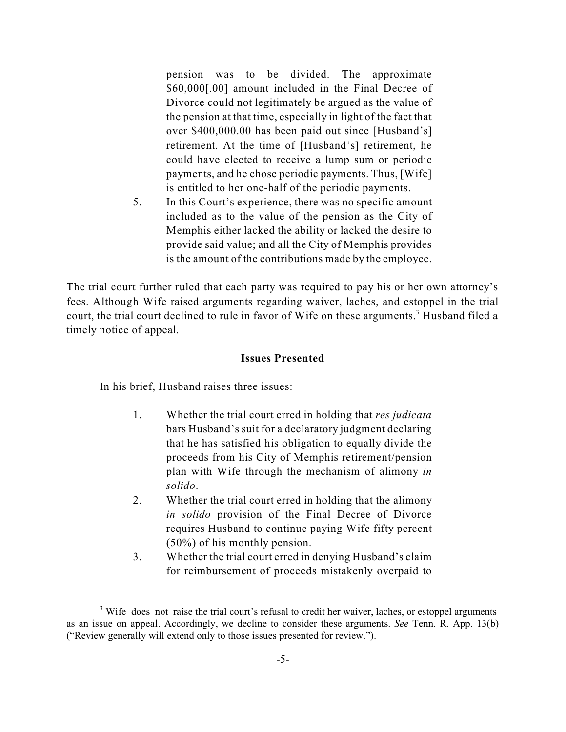pension was to be divided. The approximate $60,000[.00] amount included in the Final Decree of Divorce could not legitimately be argued as the value of the pension at that time, especially in light of the fact that over $400,000.00 has been paid out since [Husband's] retirement. At the time of [Husband's] retirement, he could have elected to receive a lump sum or periodic payments, and he chose periodic payments. Thus, [Wife] is entitled to her one-half of the periodic payments.

5. In this Court's experience, there was no specific amount included as to the value of the pension as the City of Memphis either lacked the ability or lacked the desire to provide said value; and all the City of Memphis provides is the amount of the contributions made by the employee.

The trial court further ruled that each party was required to pay his or her own attorney's fees. Although Wife raised arguments regarding waiver, laches, and estoppel in the trial court, the trial court declined to rule in favor of Wife on these arguments.[3] Husband filed a timely notice of appeal.

**Issues Presented**

In his brief, Husband raises three issues:

1. Whether the trial court erred in holding that *res judicata* bars Husband's suit for a declaratory judgment declaring that he has satisfied his obligation to equally divide the proceeds from his City of Memphis retirement/pension plan with Wife through the mechanism of alimony *in solido*.
2. Whether the trial court erred in holding that the alimony *in solido* provision of the Final Decree of Divorce requires Husband to continue paying Wife fifty percent (50%) of his monthly pension.
3. Whether the trial court erred in denying Husband's claim for reimbursement of proceeds mistakenly overpaid to

---

[3] Wife does not raise the trial court's refusal to credit her waiver, laches, or estoppel arguments as an issue on appeal. Accordingly, we decline to consider these arguments. *See* Tenn. R. App. 13(b) ("Review generally will extend only to those issues presented for review.").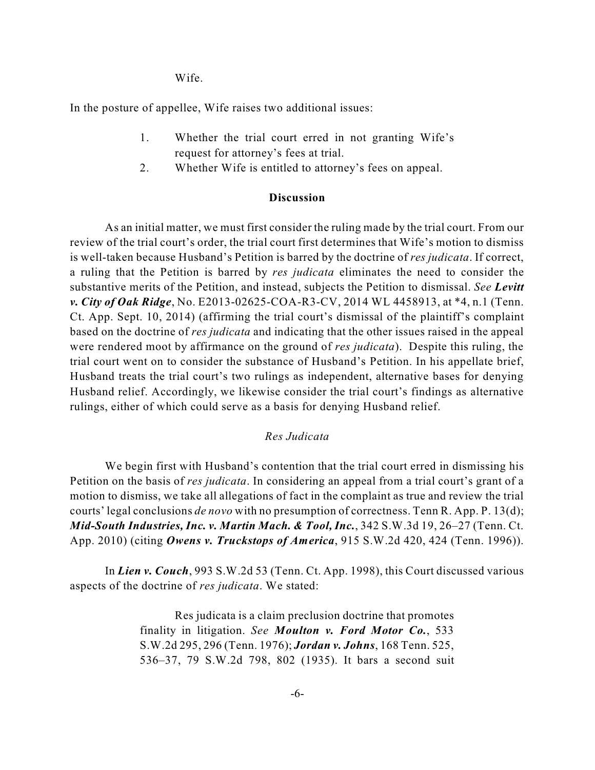Wife.

In the posture of appellee, Wife raises two additional issues:

1. Whether the trial court erred in not granting Wife's request for attorney's fees at trial.
2. Whether Wife is entitled to attorney's fees on appeal.

## Discussion

As an initial matter, we must first consider the ruling made by the trial court. From our review of the trial court's order, the trial court first determines that Wife's motion to dismiss is well-taken because Husband's Petition is barred by the doctrine of *res judicata*. If correct, a ruling that the Petition is barred by *res judicata* eliminates the need to consider the substantive merits of the Petition, and instead, subjects the Petition to dismissal. *See* ***Levitt v. City of Oak Ridge***, No. E2013-02625-COA-R3-CV, 2014 WL 4458913, at *4, n.1 (Tenn. Ct. App. Sept. 10, 2014) (affirming the trial court's dismissal of the plaintiff's complaint based on the doctrine of *res judicata* and indicating that the other issues raised in the appeal were rendered moot by affirmance on the ground of *res judicata*). Despite this ruling, the trial court went on to consider the substance of Husband's Petition. In his appellate brief, Husband treats the trial court's two rulings as independent, alternative bases for denying Husband relief. Accordingly, we likewise consider the trial court's findings as alternative rulings, either of which could serve as a basis for denying Husband relief.

### *Res Judicata*

We begin first with Husband's contention that the trial court erred in dismissing his Petition on the basis of *res judicata*. In considering an appeal from a trial court's grant of a motion to dismiss, we take all allegations of fact in the complaint as true and review the trial courts' legal conclusions *de novo* with no presumption of correctness. Tenn R. App. P. 13(d); ***Mid-South Industries, Inc. v. Martin Mach. & Tool, Inc.***, 342 S.W.3d 19, 26–27 (Tenn. Ct. App. 2010) (citing ***Owens v. Truckstops of America***, 915 S.W.2d 420, 424 (Tenn. 1996)).

In ***Lien v. Couch***, 993 S.W.2d 53 (Tenn. Ct. App. 1998), this Court discussed various aspects of the doctrine of *res judicata*. We stated:

> Res judicata is a claim preclusion doctrine that promotes finality in litigation. *See* ***Moulton v. Ford Motor Co.***, 533 S.W.2d 295, 296 (Tenn. 1976); ***Jordan v. Johns***, 168 Tenn. 525, 536–37, 79 S.W.2d 798, 802 (1935). It bars a second suit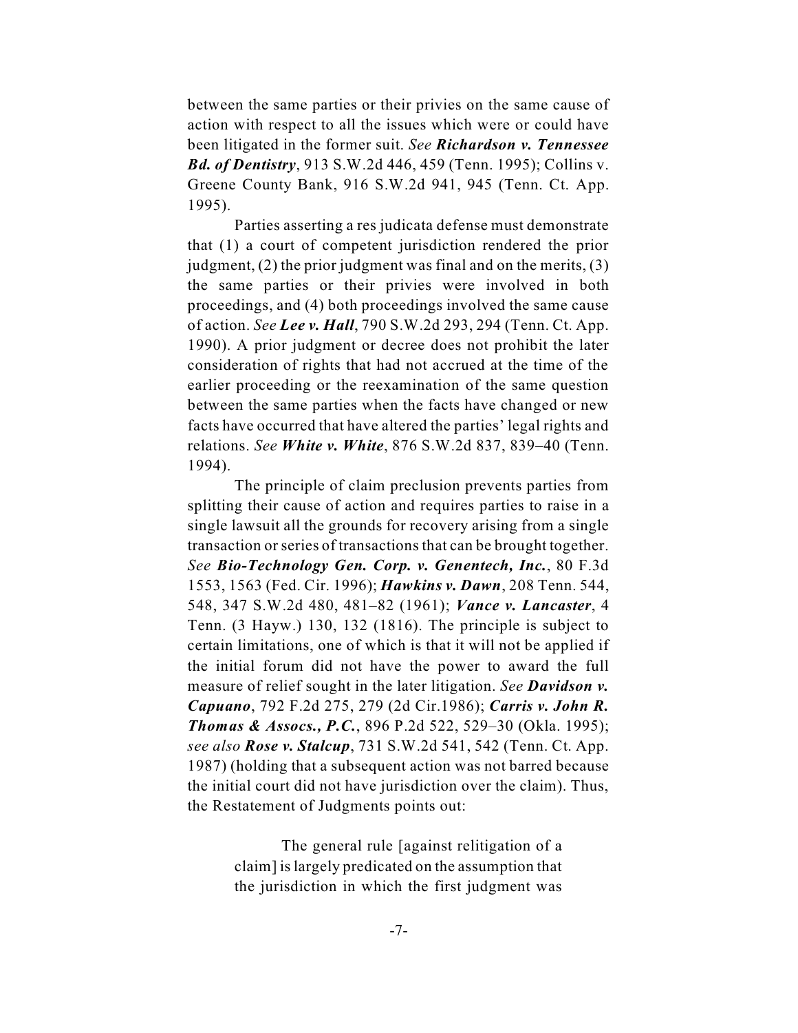between the same parties or their privies on the same cause of action with respect to all the issues which were or could have been litigated in the former suit. *See* ***Richardson v. Tennessee Bd. of Dentistry***, 913 S.W.2d 446, 459 (Tenn. 1995); Collins v. Greene County Bank, 916 S.W.2d 941, 945 (Tenn. Ct. App. 1995).

Parties asserting a res judicata defense must demonstrate that (1) a court of competent jurisdiction rendered the prior judgment, (2) the prior judgment was final and on the merits, (3) the same parties or their privies were involved in both proceedings, and (4) both proceedings involved the same cause of action. *See* ***Lee v. Hall***, 790 S.W.2d 293, 294 (Tenn. Ct. App. 1990). A prior judgment or decree does not prohibit the later consideration of rights that had not accrued at the time of the earlier proceeding or the reexamination of the same question between the same parties when the facts have changed or new facts have occurred that have altered the parties' legal rights and relations. *See* ***White v. White***, 876 S.W.2d 837, 839–40 (Tenn. 1994).

The principle of claim preclusion prevents parties from splitting their cause of action and requires parties to raise in a single lawsuit all the grounds for recovery arising from a single transaction or series of transactions that can be brought together. *See* ***Bio-Technology Gen. Corp. v. Genentech, Inc.***, 80 F.3d 1553, 1563 (Fed. Cir. 1996); ***Hawkins v. Dawn***, 208 Tenn. 544, 548, 347 S.W.2d 480, 481–82 (1961); ***Vance v. Lancaster***, 4 Tenn. (3 Hayw.) 130, 132 (1816). The principle is subject to certain limitations, one of which is that it will not be applied if the initial forum did not have the power to award the full measure of relief sought in the later litigation. *See* ***Davidson v. Capuano***, 792 F.2d 275, 279 (2d Cir.1986); ***Carris v. John R. Thomas & Assocs., P.C.***, 896 P.2d 522, 529–30 (Okla. 1995); *see also* ***Rose v. Stalcup***, 731 S.W.2d 541, 542 (Tenn. Ct. App. 1987) (holding that a subsequent action was not barred because the initial court did not have jurisdiction over the claim). Thus, the Restatement of Judgments points out:

> The general rule [against relitigation of a claim] is largely predicated on the assumption that the jurisdiction in which the first judgment was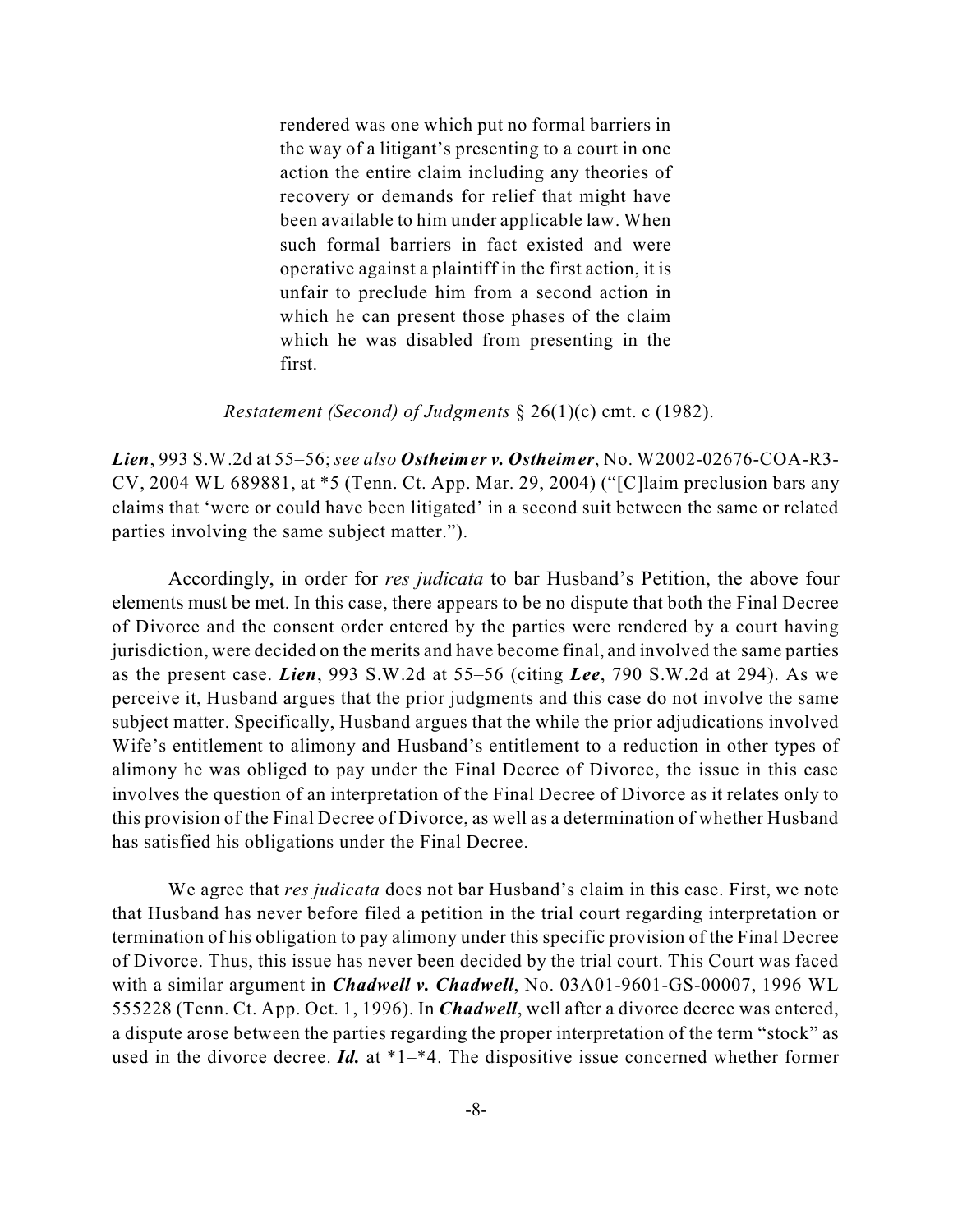> rendered was one which put no formal barriers in the way of a litigant's presenting to a court in one action the entire claim including any theories of recovery or demands for relief that might have been available to him under applicable law. When such formal barriers in fact existed and were operative against a plaintiff in the first action, it is unfair to preclude him from a second action in which he can present those phases of the claim which he was disabled from presenting in the first.
>
> *Restatement (Second) of Judgments* § 26(1)(c) cmt. c (1982).

***Lien***, 993 S.W.2d at 55–56; *see also* ***Ostheimer v. Ostheimer***, No. W2002-02676-COA-R3-CV, 2004 WL 689881, at *5 (Tenn. Ct. App. Mar. 29, 2004) ("[C]laim preclusion bars any claims that 'were or could have been litigated' in a second suit between the same or related parties involving the same subject matter.").

Accordingly, in order for *res judicata* to bar Husband's Petition, the above four elements must be met. In this case, there appears to be no dispute that both the Final Decree of Divorce and the consent order entered by the parties were rendered by a court having jurisdiction, were decided on the merits and have become final, and involved the same parties as the present case. ***Lien***, 993 S.W.2d at 55–56 (citing ***Lee***, 790 S.W.2d at 294). As we perceive it, Husband argues that the prior judgments and this case do not involve the same subject matter. Specifically, Husband argues that the while the prior adjudications involved Wife's entitlement to alimony and Husband's entitlement to a reduction in other types of alimony he was obliged to pay under the Final Decree of Divorce, the issue in this case involves the question of an interpretation of the Final Decree of Divorce as it relates only to this provision of the Final Decree of Divorce, as well as a determination of whether Husband has satisfied his obligations under the Final Decree.

We agree that *res judicata* does not bar Husband's claim in this case. First, we note that Husband has never before filed a petition in the trial court regarding interpretation or termination of his obligation to pay alimony under this specific provision of the Final Decree of Divorce. Thus, this issue has never been decided by the trial court. This Court was faced with a similar argument in ***Chadwell v. Chadwell***, No. 03A01-9601-GS-00007, 1996 WL 555228 (Tenn. Ct. App. Oct. 1, 1996). In ***Chadwell***, well after a divorce decree was entered, a dispute arose between the parties regarding the proper interpretation of the term "stock" as used in the divorce decree. ***Id.*** at *1–*4. The dispositive issue concerned whether former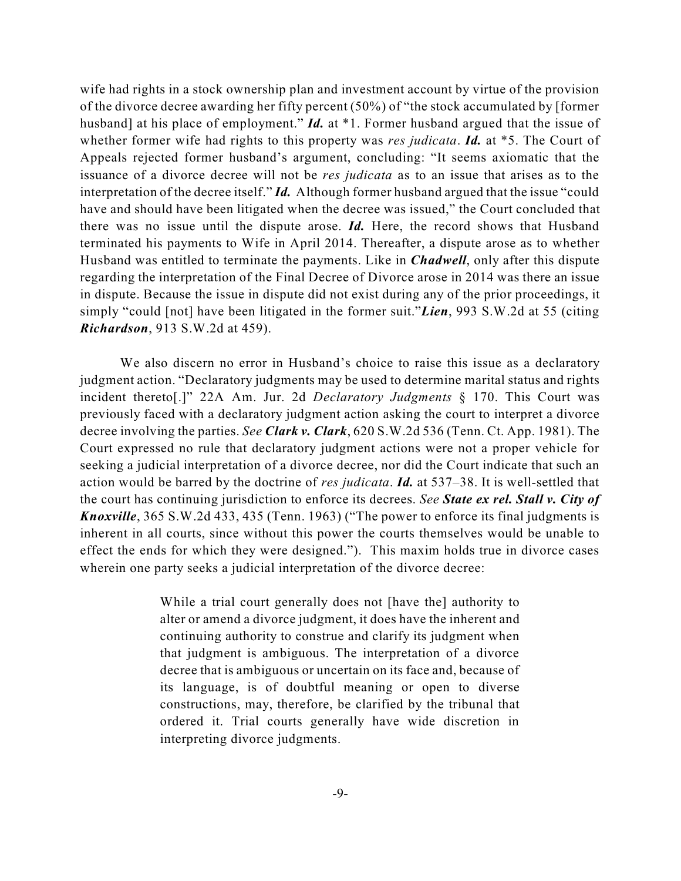wife had rights in a stock ownership plan and investment account by virtue of the provision of the divorce decree awarding her fifty percent (50%) of "the stock accumulated by [former husband] at his place of employment." ***Id.*** at *1. Former husband argued that the issue of whether former wife had rights to this property was *res judicata*. ***Id.*** at *5. The Court of Appeals rejected former husband's argument, concluding: "It seems axiomatic that the issuance of a divorce decree will not be *res judicata* as to an issue that arises as to the interpretation of the decree itself." ***Id.*** Although former husband argued that the issue "could have and should have been litigated when the decree was issued," the Court concluded that there was no issue until the dispute arose. ***Id.*** Here, the record shows that Husband terminated his payments to Wife in April 2014. Thereafter, a dispute arose as to whether Husband was entitled to terminate the payments. Like in ***Chadwell***, only after this dispute regarding the interpretation of the Final Decree of Divorce arose in 2014 was there an issue in dispute. Because the issue in dispute did not exist during any of the prior proceedings, it simply "could [not] have been litigated in the former suit."***Lien***, 993 S.W.2d at 55 (citing ***Richardson***, 913 S.W.2d at 459).

We also discern no error in Husband's choice to raise this issue as a declaratory judgment action. "Declaratory judgments may be used to determine marital status and rights incident thereto[.]" 22A Am. Jur. 2d *Declaratory Judgments* § 170. This Court was previously faced with a declaratory judgment action asking the court to interpret a divorce decree involving the parties. *See* ***Clark v. Clark***, 620 S.W.2d 536 (Tenn. Ct. App. 1981). The Court expressed no rule that declaratory judgment actions were not a proper vehicle for seeking a judicial interpretation of a divorce decree, nor did the Court indicate that such an action would be barred by the doctrine of *res judicata*. ***Id.*** at 537–38. It is well-settled that the court has continuing jurisdiction to enforce its decrees. *See* ***State ex rel. Stall v. City of Knoxville***, 365 S.W.2d 433, 435 (Tenn. 1963) ("The power to enforce its final judgments is inherent in all courts, since without this power the courts themselves would be unable to effect the ends for which they were designed."). This maxim holds true in divorce cases wherein one party seeks a judicial interpretation of the divorce decree:

> While a trial court generally does not [have the] authority to alter or amend a divorce judgment, it does have the inherent and continuing authority to construe and clarify its judgment when that judgment is ambiguous. The interpretation of a divorce decree that is ambiguous or uncertain on its face and, because of its language, is of doubtful meaning or open to diverse constructions, may, therefore, be clarified by the tribunal that ordered it. Trial courts generally have wide discretion in interpreting divorce judgments.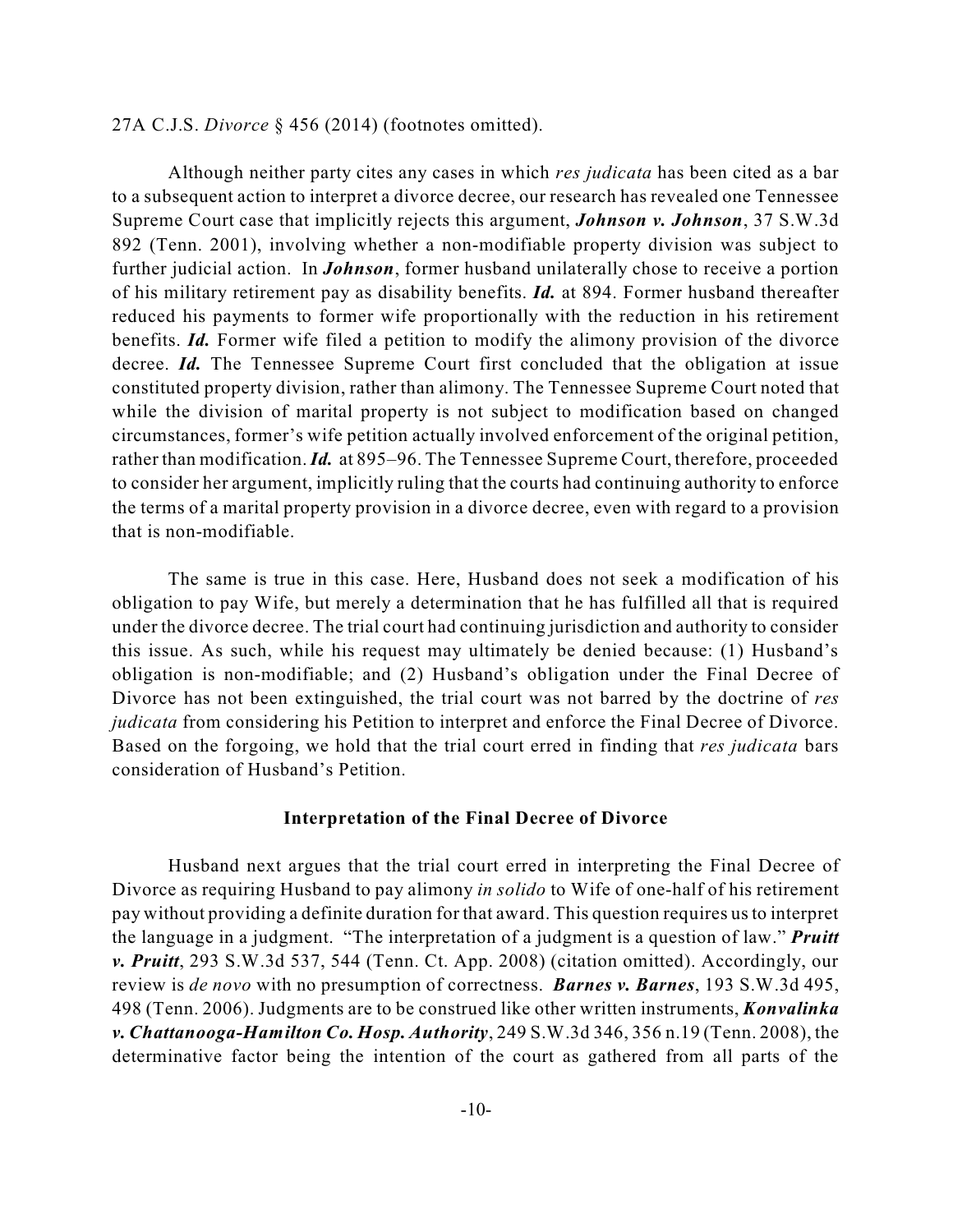27A C.J.S. *Divorce* § 456 (2014) (footnotes omitted).

Although neither party cites any cases in which *res judicata* has been cited as a bar to a subsequent action to interpret a divorce decree, our research has revealed one Tennessee Supreme Court case that implicitly rejects this argument, ***Johnson v. Johnson***, 37 S.W.3d 892 (Tenn. 2001), involving whether a non-modifiable property division was subject to further judicial action. In ***Johnson***, former husband unilaterally chose to receive a portion of his military retirement pay as disability benefits. ***Id.*** at 894. Former husband thereafter reduced his payments to former wife proportionally with the reduction in his retirement benefits. ***Id.*** Former wife filed a petition to modify the alimony provision of the divorce decree. ***Id.*** The Tennessee Supreme Court first concluded that the obligation at issue constituted property division, rather than alimony. The Tennessee Supreme Court noted that while the division of marital property is not subject to modification based on changed circumstances, former's wife petition actually involved enforcement of the original petition, rather than modification. ***Id.*** at 895–96. The Tennessee Supreme Court, therefore, proceeded to consider her argument, implicitly ruling that the courts had continuing authority to enforce the terms of a marital property provision in a divorce decree, even with regard to a provision that is non-modifiable.

The same is true in this case. Here, Husband does not seek a modification of his obligation to pay Wife, but merely a determination that he has fulfilled all that is required under the divorce decree. The trial court had continuing jurisdiction and authority to consider this issue. As such, while his request may ultimately be denied because: (1) Husband's obligation is non-modifiable; and (2) Husband's obligation under the Final Decree of Divorce has not been extinguished, the trial court was not barred by the doctrine of *res judicata* from considering his Petition to interpret and enforce the Final Decree of Divorce. Based on the forgoing, we hold that the trial court erred in finding that *res judicata* bars consideration of Husband's Petition.

**Interpretation of the Final Decree of Divorce**

Husband next argues that the trial court erred in interpreting the Final Decree of Divorce as requiring Husband to pay alimony *in solido* to Wife of one-half of his retirement pay without providing a definite duration for that award. This question requires us to interpret the language in a judgment. "The interpretation of a judgment is a question of law." ***Pruitt v. Pruitt***, 293 S.W.3d 537, 544 (Tenn. Ct. App. 2008) (citation omitted). Accordingly, our review is *de novo* with no presumption of correctness. ***Barnes v. Barnes***, 193 S.W.3d 495, 498 (Tenn. 2006). Judgments are to be construed like other written instruments, ***Konvalinka v. Chattanooga-Hamilton Co. Hosp. Authority***, 249 S.W.3d 346, 356 n.19 (Tenn. 2008), the determinative factor being the intention of the court as gathered from all parts of the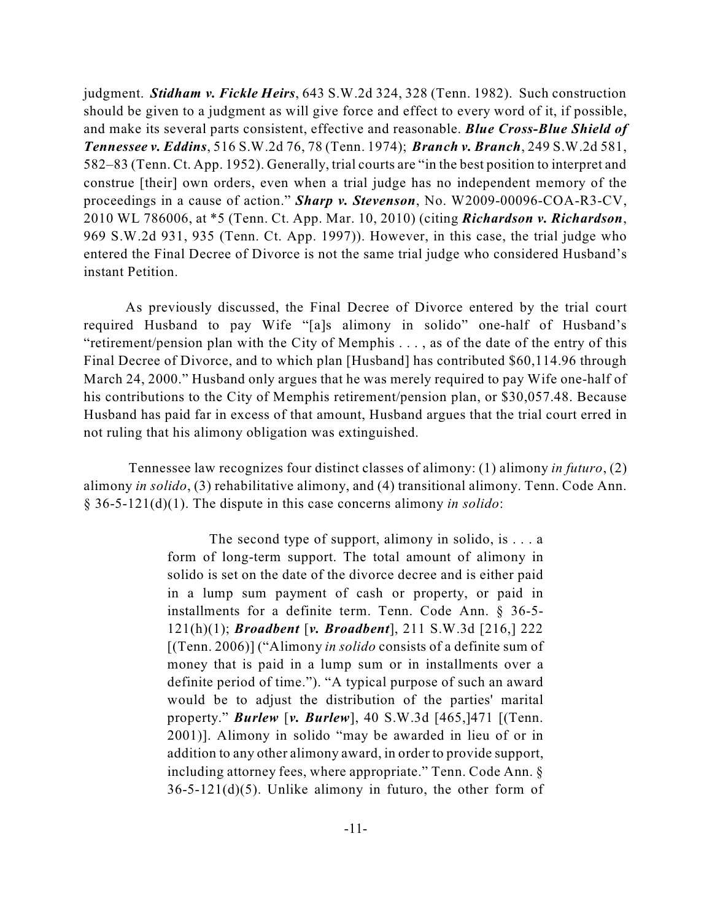judgment. ***Stidham v. Fickle Heirs***, 643 S.W.2d 324, 328 (Tenn. 1982). Such construction should be given to a judgment as will give force and effect to every word of it, if possible, and make its several parts consistent, effective and reasonable. ***Blue Cross-Blue Shield of Tennessee v. Eddins***, 516 S.W.2d 76, 78 (Tenn. 1974); ***Branch v. Branch***, 249 S.W.2d 581, 582–83 (Tenn. Ct. App. 1952). Generally, trial courts are "in the best position to interpret and construe [their] own orders, even when a trial judge has no independent memory of the proceedings in a cause of action." ***Sharp v. Stevenson***, No. W2009-00096-COA-R3-CV, 2010 WL 786006, at *5 (Tenn. Ct. App. Mar. 10, 2010) (citing ***Richardson v. Richardson***, 969 S.W.2d 931, 935 (Tenn. Ct. App. 1997)). However, in this case, the trial judge who entered the Final Decree of Divorce is not the same trial judge who considered Husband's instant Petition.

As previously discussed, the Final Decree of Divorce entered by the trial court required Husband to pay Wife "[a]s alimony in solido" one-half of Husband's "retirement/pension plan with the City of Memphis . . . , as of the date of the entry of this Final Decree of Divorce, and to which plan [Husband] has contributed $60,114.96 through March 24, 2000." Husband only argues that he was merely required to pay Wife one-half of his contributions to the City of Memphis retirement/pension plan, or $30,057.48. Because Husband has paid far in excess of that amount, Husband argues that the trial court erred in not ruling that his alimony obligation was extinguished.

Tennessee law recognizes four distinct classes of alimony: (1) alimony *in futuro*, (2) alimony *in solido*, (3) rehabilitative alimony, and (4) transitional alimony. Tenn. Code Ann. § 36-5-121(d)(1). The dispute in this case concerns alimony *in solido*:

> The second type of support, alimony in solido, is . . . a form of long-term support. The total amount of alimony in solido is set on the date of the divorce decree and is either paid in a lump sum payment of cash or property, or paid in installments for a definite term. Tenn. Code Ann. § 36-5-121(h)(1); ***Broadbent*** [***v. Broadbent***], 211 S.W.3d [216,] 222 [(Tenn. 2006)] ("Alimony *in solido* consists of a definite sum of money that is paid in a lump sum or in installments over a definite period of time."). "A typical purpose of such an award would be to adjust the distribution of the parties' marital property." ***Burlew*** [***v. Burlew***], 40 S.W.3d [465,]471 [(Tenn. 2001)]. Alimony in solido "may be awarded in lieu of or in addition to any other alimony award, in order to provide support, including attorney fees, where appropriate." Tenn. Code Ann. § 36-5-121(d)(5). Unlike alimony in futuro, the other form of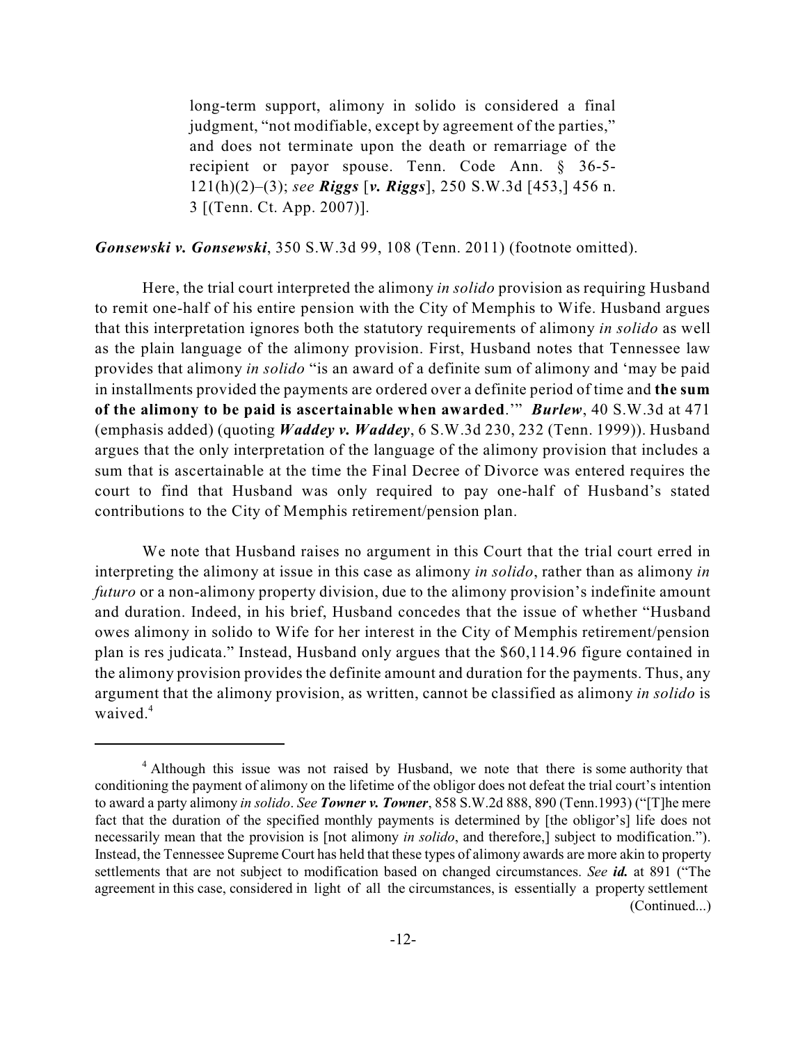> long-term support, alimony in solido is considered a final judgment, "not modifiable, except by agreement of the parties," and does not terminate upon the death or remarriage of the recipient or payor spouse. Tenn. Code Ann. § 36-5-121(h)(2)–(3); *see* ***Riggs*** [***v. Riggs***], 250 S.W.3d [453,] 456 n. 3 [(Tenn. Ct. App. 2007)].

***Gonsewski v. Gonsewski***, 350 S.W.3d 99, 108 (Tenn. 2011) (footnote omitted).

Here, the trial court interpreted the alimony *in solido* provision as requiring Husband to remit one-half of his entire pension with the City of Memphis to Wife. Husband argues that this interpretation ignores both the statutory requirements of alimony *in solido* as well as the plain language of the alimony provision. First, Husband notes that Tennessee law provides that alimony *in solido* "is an award of a definite sum of alimony and 'may be paid in installments provided the payments are ordered over a definite period of time and **the sum of the alimony to be paid is ascertainable when awarded**.'" ***Burlew***, 40 S.W.3d at 471 (emphasis added) (quoting ***Waddey v. Waddey***, 6 S.W.3d 230, 232 (Tenn. 1999)). Husband argues that the only interpretation of the language of the alimony provision that includes a sum that is ascertainable at the time the Final Decree of Divorce was entered requires the court to find that Husband was only required to pay one-half of Husband's stated contributions to the City of Memphis retirement/pension plan.

We note that Husband raises no argument in this Court that the trial court erred in interpreting the alimony at issue in this case as alimony *in solido*, rather than as alimony *in futuro* or a non-alimony property division, due to the alimony provision's indefinite amount and duration. Indeed, in his brief, Husband concedes that the issue of whether "Husband owes alimony in solido to Wife for her interest in the City of Memphis retirement/pension plan is res judicata." Instead, Husband only argues that the $60,114.96 figure contained in the alimony provision provides the definite amount and duration for the payments. Thus, any argument that the alimony provision, as written, cannot be classified as alimony *in solido* is waived.[4]

---

[4] Although this issue was not raised by Husband, we note that there is some authority that conditioning the payment of alimony on the lifetime of the obligor does not defeat the trial court's intention to award a party alimony *in solido*. *See* ***Towner v. Towner***, 858 S.W.2d 888, 890 (Tenn.1993) ("[T]he mere fact that the duration of the specified monthly payments is determined by [the obligor's] life does not necessarily mean that the provision is [not alimony *in solido*, and therefore,] subject to modification."). Instead, the Tennessee Supreme Court has held that these types of alimony awards are more akin to property settlements that are not subject to modification based on changed circumstances. *See* ***id.*** at 891 ("The agreement in this case, considered in light of all the circumstances, is essentially a property settlement (Continued...)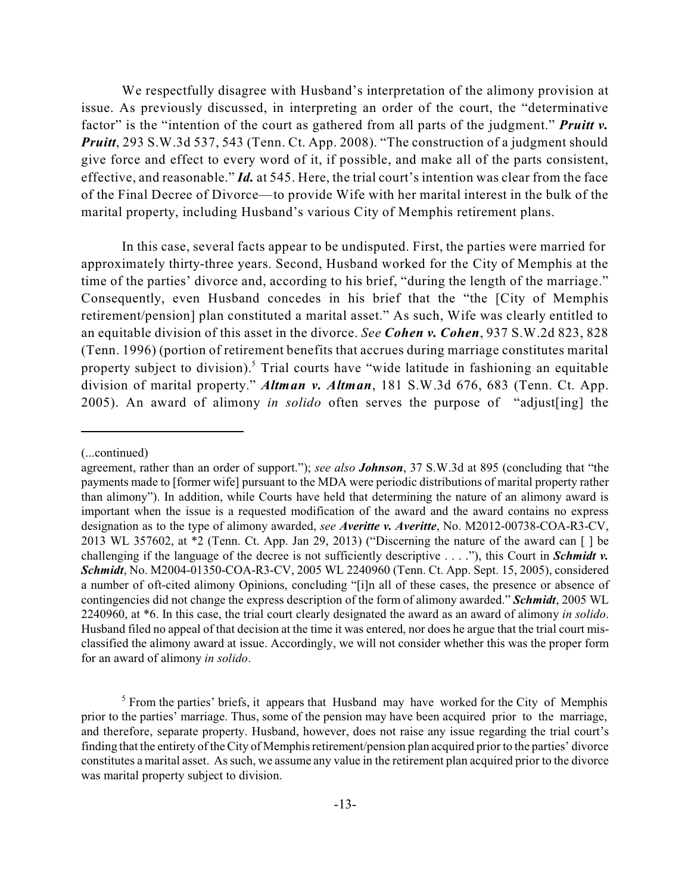We respectfully disagree with Husband's interpretation of the alimony provision at issue. As previously discussed, in interpreting an order of the court, the "determinative factor" is the "intention of the court as gathered from all parts of the judgment." ***Pruitt v. Pruitt***, 293 S.W.3d 537, 543 (Tenn. Ct. App. 2008). "The construction of a judgment should give force and effect to every word of it, if possible, and make all of the parts consistent, effective, and reasonable." ***Id.*** at 545. Here, the trial court's intention was clear from the face of the Final Decree of Divorce—to provide Wife with her marital interest in the bulk of the marital property, including Husband's various City of Memphis retirement plans.

In this case, several facts appear to be undisputed. First, the parties were married for approximately thirty-three years. Second, Husband worked for the City of Memphis at the time of the parties' divorce and, according to his brief, "during the length of the marriage." Consequently, even Husband concedes in his brief that the "the [City of Memphis retirement/pension] plan constituted a marital asset." As such, Wife was clearly entitled to an equitable division of this asset in the divorce. *See* ***Cohen v. Cohen***, 937 S.W.2d 823, 828 (Tenn. 1996) (portion of retirement benefits that accrues during marriage constitutes marital property subject to division).[5] Trial courts have "wide latitude in fashioning an equitable division of marital property." ***Altman v. Altman***, 181 S.W.3d 676, 683 (Tenn. Ct. App. 2005). An award of alimony *in solido* often serves the purpose of "adjust[ing] the

---

(...continued)

agreement, rather than an order of support."); *see also* ***Johnson***, 37 S.W.3d at 895 (concluding that "the payments made to [former wife] pursuant to the MDA were periodic distributions of marital property rather than alimony"). In addition, while Courts have held that determining the nature of an alimony award is important when the issue is a requested modification of the award and the award contains no express designation as to the type of alimony awarded, *see* ***Averitte v. Averitte***, No. M2012-00738-COA-R3-CV, 2013 WL 357602, at *2 (Tenn. Ct. App. Jan 29, 2013) ("Discerning the nature of the award can [ ] be challenging if the language of the decree is not sufficiently descriptive . . . ."), this Court in ***Schmidt v. Schmidt***, No. M2004-01350-COA-R3-CV, 2005 WL 2240960 (Tenn. Ct. App. Sept. 15, 2005), considered a number of oft-cited alimony Opinions, concluding "[i]n all of these cases, the presence or absence of contingencies did not change the express description of the form of alimony awarded." ***Schmidt***, 2005 WL 2240960, at *6. In this case, the trial court clearly designated the award as an award of alimony *in solido*. Husband filed no appeal of that decision at the time it was entered, nor does he argue that the trial court mis-classified the alimony award at issue. Accordingly, we will not consider whether this was the proper form for an award of alimony *in solido*.

[5] From the parties' briefs, it appears that Husband may have worked for the City of Memphis prior to the parties' marriage. Thus, some of the pension may have been acquired prior to the marriage, and therefore, separate property. Husband, however, does not raise any issue regarding the trial court's finding that the entirety of the City of Memphis retirement/pension plan acquired prior to the parties' divorce constitutes a marital asset. As such, we assume any value in the retirement plan acquired prior to the divorce was marital property subject to division.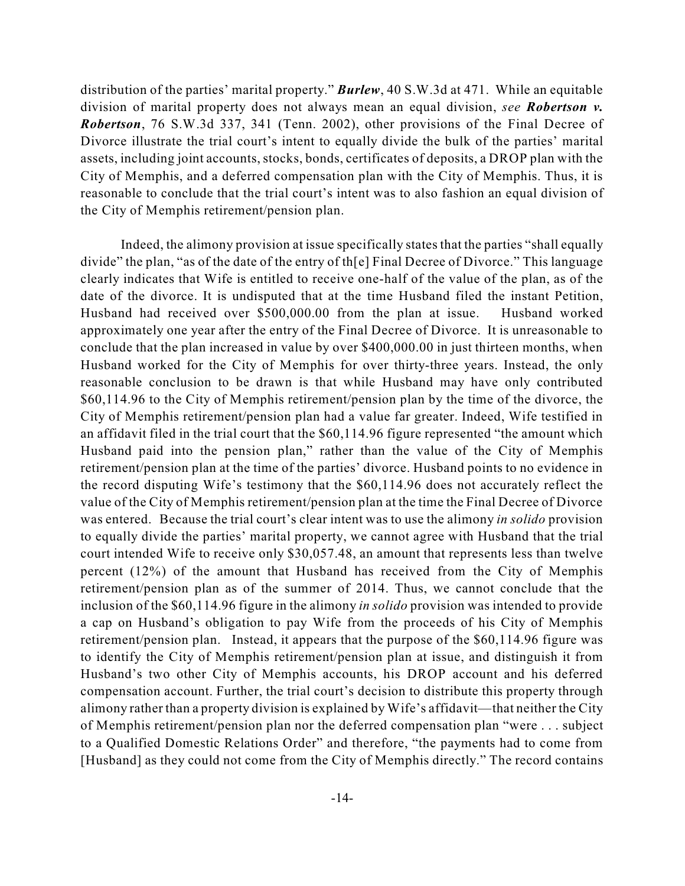distribution of the parties' marital property." ***Burlew***, 40 S.W.3d at 471. While an equitable division of marital property does not always mean an equal division, *see* ***Robertson v. Robertson***, 76 S.W.3d 337, 341 (Tenn. 2002), other provisions of the Final Decree of Divorce illustrate the trial court's intent to equally divide the bulk of the parties' marital assets, including joint accounts, stocks, bonds, certificates of deposits, a DROP plan with the City of Memphis, and a deferred compensation plan with the City of Memphis. Thus, it is reasonable to conclude that the trial court's intent was to also fashion an equal division of the City of Memphis retirement/pension plan.

Indeed, the alimony provision at issue specifically states that the parties "shall equally divide" the plan, "as of the date of the entry of th[e] Final Decree of Divorce." This language clearly indicates that Wife is entitled to receive one-half of the value of the plan, as of the date of the divorce. It is undisputed that at the time Husband filed the instant Petition, Husband had received over $500,000.00 from the plan at issue. Husband worked approximately one year after the entry of the Final Decree of Divorce. It is unreasonable to conclude that the plan increased in value by over $400,000.00 in just thirteen months, when Husband worked for the City of Memphis for over thirty-three years. Instead, the only reasonable conclusion to be drawn is that while Husband may have only contributed $60,114.96 to the City of Memphis retirement/pension plan by the time of the divorce, the City of Memphis retirement/pension plan had a value far greater. Indeed, Wife testified in an affidavit filed in the trial court that the $60,114.96 figure represented "the amount which Husband paid into the pension plan," rather than the value of the City of Memphis retirement/pension plan at the time of the parties' divorce. Husband points to no evidence in the record disputing Wife's testimony that the $60,114.96 does not accurately reflect the value of the City of Memphis retirement/pension plan at the time the Final Decree of Divorce was entered. Because the trial court's clear intent was to use the alimony *in solido* provision to equally divide the parties' marital property, we cannot agree with Husband that the trial court intended Wife to receive only $30,057.48, an amount that represents less than twelve percent (12%) of the amount that Husband has received from the City of Memphis retirement/pension plan as of the summer of 2014. Thus, we cannot conclude that the inclusion of the $60,114.96 figure in the alimony *in solido* provision was intended to provide a cap on Husband's obligation to pay Wife from the proceeds of his City of Memphis retirement/pension plan. Instead, it appears that the purpose of the $60,114.96 figure was to identify the City of Memphis retirement/pension plan at issue, and distinguish it from Husband's two other City of Memphis accounts, his DROP account and his deferred compensation account. Further, the trial court's decision to distribute this property through alimony rather than a property division is explained by Wife's affidavit—that neither the City of Memphis retirement/pension plan nor the deferred compensation plan "were . . . subject to a Qualified Domestic Relations Order" and therefore, "the payments had to come from [Husband] as they could not come from the City of Memphis directly." The record contains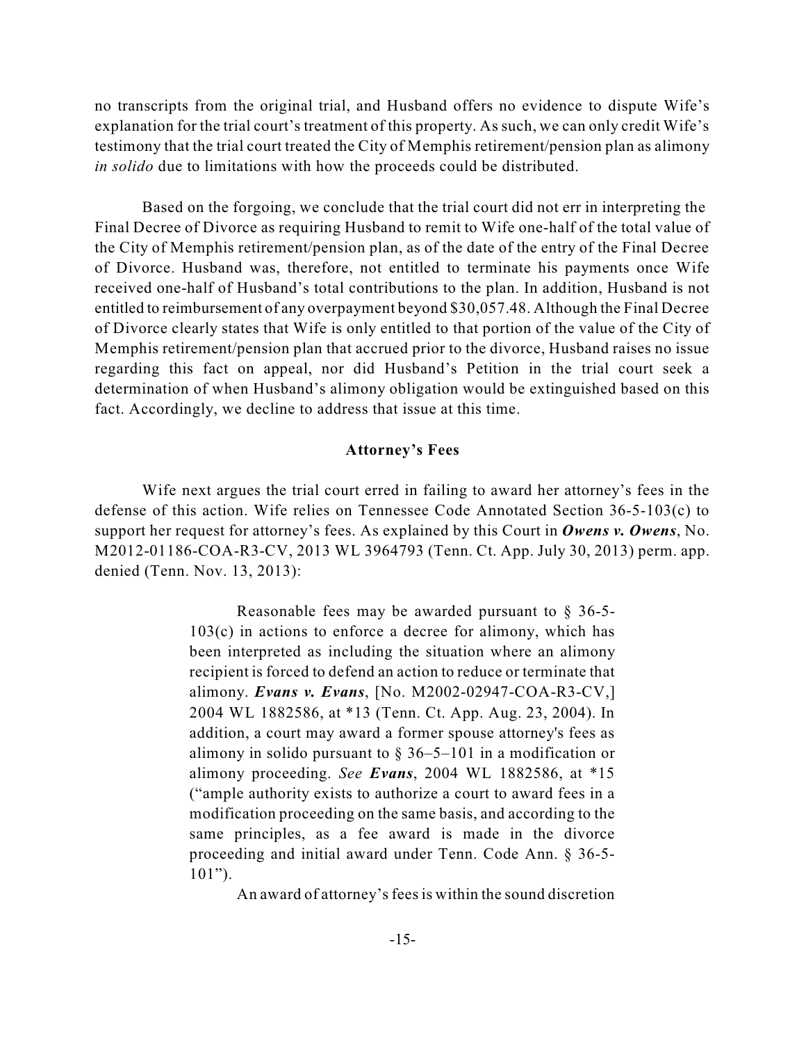no transcripts from the original trial, and Husband offers no evidence to dispute Wife's explanation for the trial court's treatment of this property. As such, we can only credit Wife's testimony that the trial court treated the City of Memphis retirement/pension plan as alimony *in solido* due to limitations with how the proceeds could be distributed.

Based on the forgoing, we conclude that the trial court did not err in interpreting the Final Decree of Divorce as requiring Husband to remit to Wife one-half of the total value of the City of Memphis retirement/pension plan, as of the date of the entry of the Final Decree of Divorce. Husband was, therefore, not entitled to terminate his payments once Wife received one-half of Husband's total contributions to the plan. In addition, Husband is not entitled to reimbursement of any overpayment beyond $30,057.48. Although the Final Decree of Divorce clearly states that Wife is only entitled to that portion of the value of the City of Memphis retirement/pension plan that accrued prior to the divorce, Husband raises no issue regarding this fact on appeal, nor did Husband's Petition in the trial court seek a determination of when Husband's alimony obligation would be extinguished based on this fact. Accordingly, we decline to address that issue at this time.

## Attorney's Fees

Wife next argues the trial court erred in failing to award her attorney's fees in the defense of this action. Wife relies on Tennessee Code Annotated Section 36-5-103(c) to support her request for attorney's fees. As explained by this Court in ***Owens v. Owens***, No. M2012-01186-COA-R3-CV, 2013 WL 3964793 (Tenn. Ct. App. July 30, 2013) perm. app. denied (Tenn. Nov. 13, 2013):

> Reasonable fees may be awarded pursuant to § 36-5-103(c) in actions to enforce a decree for alimony, which has been interpreted as including the situation where an alimony recipient is forced to defend an action to reduce or terminate that alimony. ***Evans v. Evans***, [No. M2002-02947-COA-R3-CV,] 2004 WL 1882586, at *13 (Tenn. Ct. App. Aug. 23, 2004). In addition, a court may award a former spouse attorney's fees as alimony in solido pursuant to § 36–5–101 in a modification or alimony proceeding. *See* ***Evans***, 2004 WL 1882586, at *15 ("ample authority exists to authorize a court to award fees in a modification proceeding on the same basis, and according to the same principles, as a fee award is made in the divorce proceeding and initial award under Tenn. Code Ann. § 36-5-101").
>
> An award of attorney's fees is within the sound discretion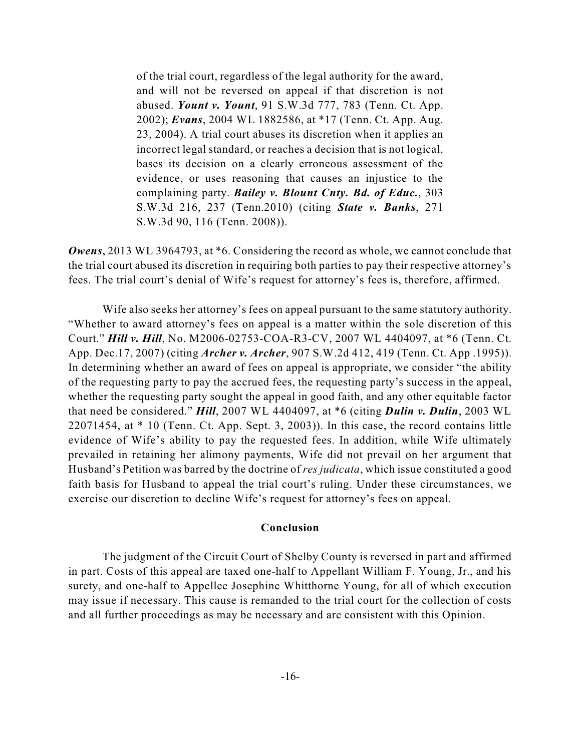> of the trial court, regardless of the legal authority for the award, and will not be reversed on appeal if that discretion is not abused. ***Yount v. Yount***, 91 S.W.3d 777, 783 (Tenn. Ct. App. 2002); ***Evans***, 2004 WL 1882586, at *17 (Tenn. Ct. App. Aug. 23, 2004). A trial court abuses its discretion when it applies an incorrect legal standard, or reaches a decision that is not logical, bases its decision on a clearly erroneous assessment of the evidence, or uses reasoning that causes an injustice to the complaining party. ***Bailey v. Blount Cnty. Bd. of Educ.***, 303 S.W.3d 216, 237 (Tenn.2010) (citing ***State v. Banks***, 271 S.W.3d 90, 116 (Tenn. 2008)).

***Owens***, 2013 WL 3964793, at *6. Considering the record as whole, we cannot conclude that the trial court abused its discretion in requiring both parties to pay their respective attorney's fees. The trial court's denial of Wife's request for attorney's fees is, therefore, affirmed.

Wife also seeks her attorney's fees on appeal pursuant to the same statutory authority. "Whether to award attorney's fees on appeal is a matter within the sole discretion of this Court." ***Hill v. Hill***, No. M2006-02753-COA-R3-CV, 2007 WL 4404097, at *6 (Tenn. Ct. App. Dec.17, 2007) (citing ***Archer v. Archer***, 907 S.W.2d 412, 419 (Tenn. Ct. App .1995)). In determining whether an award of fees on appeal is appropriate, we consider "the ability of the requesting party to pay the accrued fees, the requesting party's success in the appeal, whether the requesting party sought the appeal in good faith, and any other equitable factor that need be considered." ***Hill***, 2007 WL 4404097, at *6 (citing ***Dulin v. Dulin***, 2003 WL 22071454, at * 10 (Tenn. Ct. App. Sept. 3, 2003)). In this case, the record contains little evidence of Wife's ability to pay the requested fees. In addition, while Wife ultimately prevailed in retaining her alimony payments, Wife did not prevail on her argument that Husband's Petition was barred by the doctrine of *res judicata*, which issue constituted a good faith basis for Husband to appeal the trial court's ruling. Under these circumstances, we exercise our discretion to decline Wife's request for attorney's fees on appeal.

## Conclusion

The judgment of the Circuit Court of Shelby County is reversed in part and affirmed in part. Costs of this appeal are taxed one-half to Appellant William F. Young, Jr., and his surety, and one-half to Appellee Josephine Whitthorne Young, for all of which execution may issue if necessary. This cause is remanded to the trial court for the collection of costs and all further proceedings as may be necessary and are consistent with this Opinion.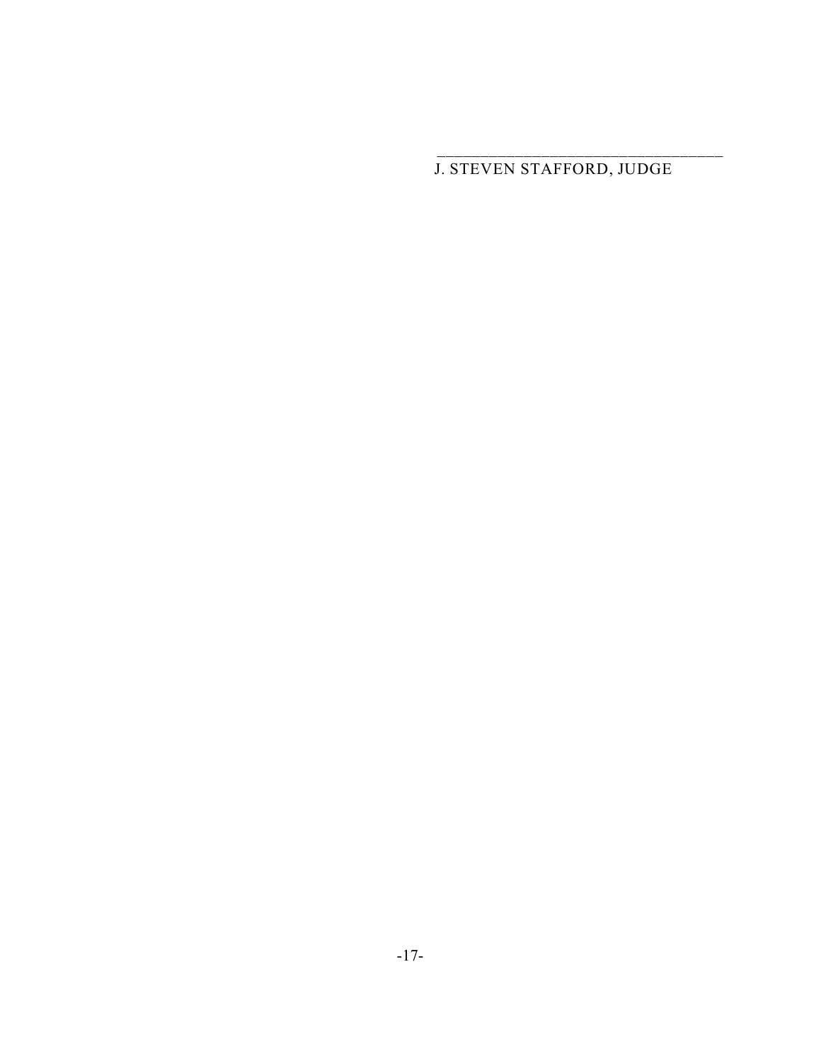\_\_\_\_\_\_\_\_\_\_\_\_\_\_\_\_\_\_\_\_\_\_\_\_\_\_\_\_\_\_\_\_\_\_

J. STEVEN STAFFORD, JUDGE